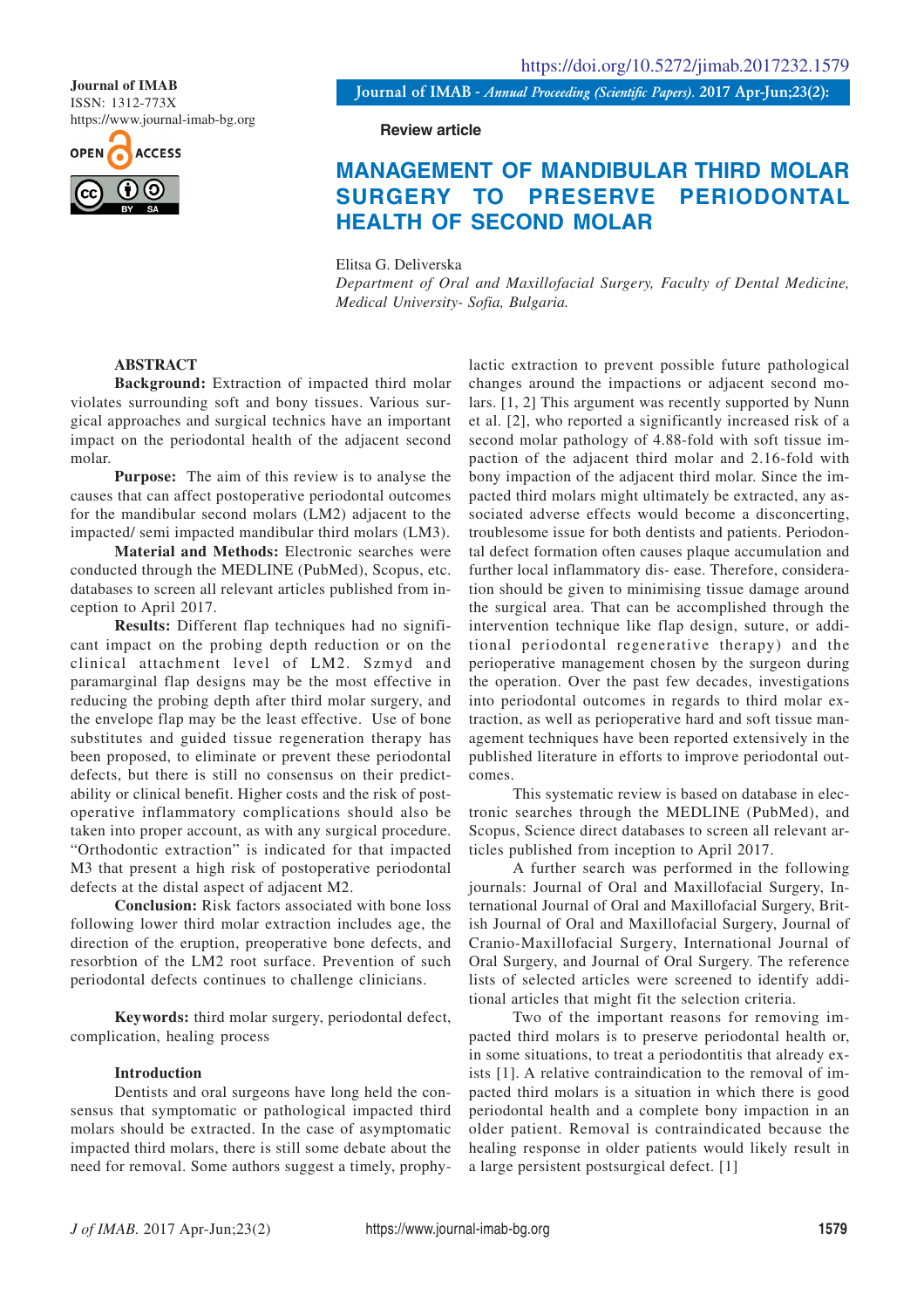Journal of IMAB
ISSN: 1312-773X
https://www.journal-imab-bg.org

https://doi.org/10.5272/jimab.2017232.1579

**Review article**

# MANAGEMENT OF MANDIBULAR THIRD MOLAR SURGERY TO PRESERVE PERIODONTAL HEALTH OF SECOND MOLAR

Elitsa G. Deliverska
*Department of Oral and Maxillofacial Surgery, Faculty of Dental Medicine, Medical University- Sofia, Bulgaria.*

## ABSTRACT

**Background:** Extraction of impacted third molar violates surrounding soft and bony tissues. Various surgical approaches and surgical technics have an important impact on the periodontal health of the adjacent second molar.

**Purpose:** The aim of this review is to analyse the causes that can affect postoperative periodontal outcomes for the mandibular second molars (LM2) adjacent to the impacted/ semi impacted mandibular third molars (LM3).

**Material and Methods:** Electronic searches were conducted through the MEDLINE (PubMed), Scopus, etc. databases to screen all relevant articles published from inception to April 2017.

**Results:** Different flap techniques had no significant impact on the probing depth reduction or on the clinical attachment level of LM2. Szmyd and paramarginal flap designs may be the most effective in reducing the probing depth after third molar surgery, and the envelope flap may be the least effective. Use of bone substitutes and guided tissue regeneration therapy has been proposed, to eliminate or prevent these periodontal defects, but there is still no consensus on their predictability or clinical benefit. Higher costs and the risk of postoperative inflammatory complications should also be taken into proper account, as with any surgical procedure. "Orthodontic extraction" is indicated for that impacted M3 that present a high risk of postoperative periodontal defects at the distal aspect of adjacent M2.

**Conclusion:** Risk factors associated with bone loss following lower third molar extraction includes age, the direction of the eruption, preoperative bone defects, and resorbtion of the LM2 root surface. Prevention of such periodontal defects continues to challenge clinicians.

**Keywords:** third molar surgery, periodontal defect, complication, healing process

## Introduction

Dentists and oral surgeons have long held the consensus that symptomatic or pathological impacted third molars should be extracted. In the case of asymptomatic impacted third molars, there is still some debate about the need for removal. Some authors suggest a timely, prophylactic extraction to prevent possible future pathological changes around the impactions or adjacent second molars. [1, 2] This argument was recently supported by Nunn et al. [2], who reported a significantly increased risk of a second molar pathology of 4.88-fold with soft tissue impaction of the adjacent third molar and 2.16-fold with bony impaction of the adjacent third molar. Since the impacted third molars might ultimately be extracted, any associated adverse effects would become a disconcerting, troublesome issue for both dentists and patients. Periodontal defect formation often causes plaque accumulation and further local inflammatory disease. Therefore, consideration should be given to minimising tissue damage around the surgical area. That can be accomplished through the intervention technique like flap design, suture, or additional periodontal regenerative therapy) and the perioperative management chosen by the surgeon during the operation. Over the past few decades, investigations into periodontal outcomes in regards to third molar extraction, as well as perioperative hard and soft tissue management techniques have been reported extensively in the published literature in efforts to improve periodontal outcomes.

This systematic review is based on database in electronic searches through the MEDLINE (PubMed), and Scopus, Science direct databases to screen all relevant articles published from inception to April 2017.

A further search was performed in the following journals: Journal of Oral and Maxillofacial Surgery, International Journal of Oral and Maxillofacial Surgery, British Journal of Oral and Maxillofacial Surgery, Journal of Cranio-Maxillofacial Surgery, International Journal of Oral Surgery, and Journal of Oral Surgery. The reference lists of selected articles were screened to identify additional articles that might fit the selection criteria.

Two of the important reasons for removing impacted third molars is to preserve periodontal health or, in some situations, to treat a periodontitis that already exists [1]. A relative contraindication to the removal of impacted third molars is a situation in which there is good periodontal health and a complete bony impaction in an older patient. Removal is contraindicated because the healing response in older patients would likely result in a large persistent postsurgical defect. [1]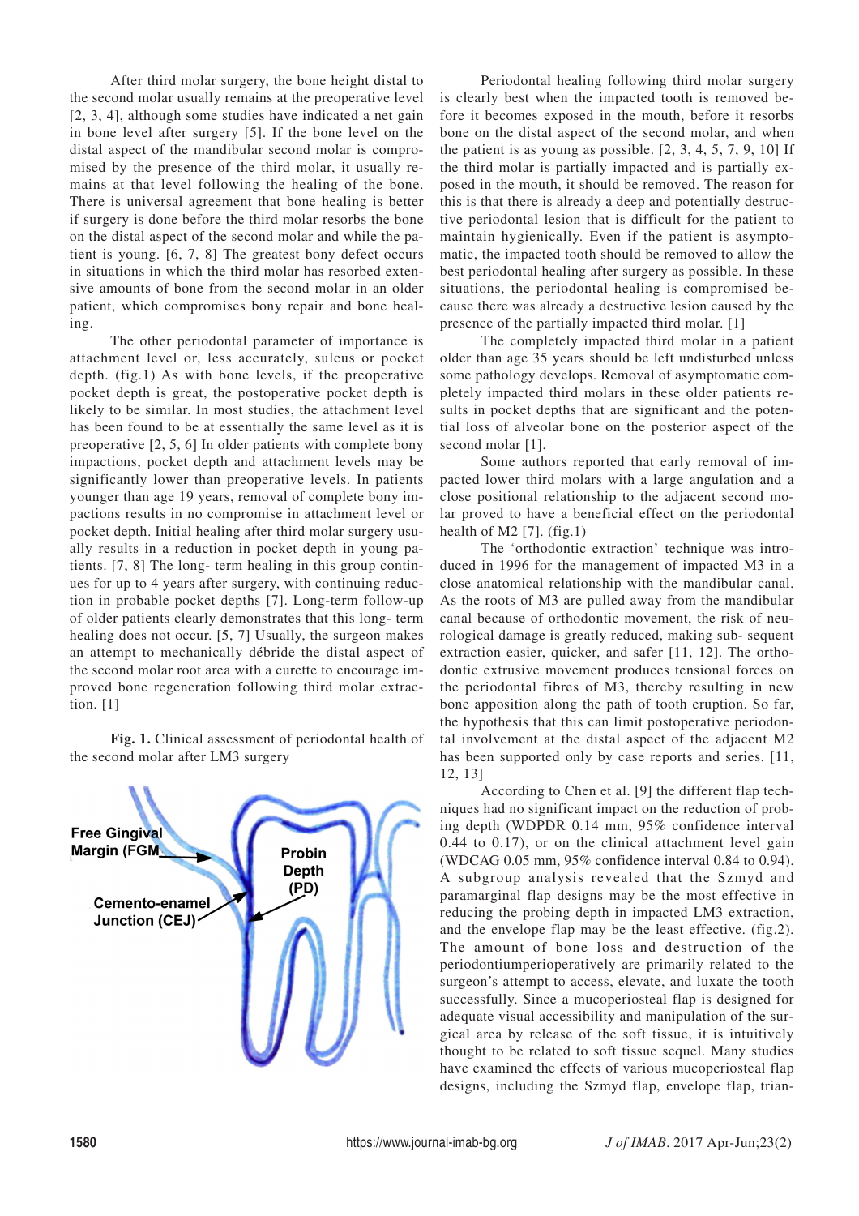After third molar surgery, the bone height distal to the second molar usually remains at the preoperative level [2, 3, 4], although some studies have indicated a net gain in bone level after surgery [5]. If the bone level on the distal aspect of the mandibular second molar is compromised by the presence of the third molar, it usually remains at that level following the healing of the bone. There is universal agreement that bone healing is better if surgery is done before the third molar resorbs the bone on the distal aspect of the second molar and while the patient is young. [6, 7, 8] The greatest bony defect occurs in situations in which the third molar has resorbed extensive amounts of bone from the second molar in an older patient, which compromises bony repair and bone healing.

The other periodontal parameter of importance is attachment level or, less accurately, sulcus or pocket depth. (fig.1) As with bone levels, if the preoperative pocket depth is great, the postoperative pocket depth is likely to be similar. In most studies, the attachment level has been found to be at essentially the same level as it is preoperative [2, 5, 6] In older patients with complete bony impactions, pocket depth and attachment levels may be significantly lower than preoperative levels. In patients younger than age 19 years, removal of complete bony impactions results in no compromise in attachment level or pocket depth. Initial healing after third molar surgery usually results in a reduction in pocket depth in young patients. [7, 8] The long- term healing in this group continues for up to 4 years after surgery, with continuing reduction in probable pocket depths [7]. Long-term follow-up of older patients clearly demonstrates that this long- term healing does not occur. [5, 7] Usually, the surgeon makes an attempt to mechanically débride the distal aspect of the second molar root area with a curette to encourage improved bone regeneration following third molar extraction. [1]

**Fig. 1.** Clinical assessment of periodontal health of the second molar after LM3 surgery

Periodontal healing following third molar surgery is clearly best when the impacted tooth is removed before it becomes exposed in the mouth, before it resorbs bone on the distal aspect of the second molar, and when the patient is as young as possible. [2, 3, 4, 5, 7, 9, 10] If the third molar is partially impacted and is partially exposed in the mouth, it should be removed. The reason for this is that there is already a deep and potentially destructive periodontal lesion that is difficult for the patient to maintain hygienically. Even if the patient is asymptomatic, the impacted tooth should be removed to allow the best periodontal healing after surgery as possible. In these situations, the periodontal healing is compromised because there was already a destructive lesion caused by the presence of the partially impacted third molar. [1]

The completely impacted third molar in a patient older than age 35 years should be left undisturbed unless some pathology develops. Removal of asymptomatic completely impacted third molars in these older patients results in pocket depths that are significant and the potential loss of alveolar bone on the posterior aspect of the second molar [1].

Some authors reported that early removal of impacted lower third molars with a large angulation and a close positional relationship to the adjacent second molar proved to have a beneficial effect on the periodontal health of M2 [7]. (fig.1)

The 'orthodontic extraction' technique was introduced in 1996 for the management of impacted M3 in a close anatomical relationship with the mandibular canal. As the roots of M3 are pulled away from the mandibular canal because of orthodontic movement, the risk of neurological damage is greatly reduced, making sub- sequent extraction easier, quicker, and safer [11, 12]. The orthodontic extrusive movement produces tensional forces on the periodontal fibres of M3, thereby resulting in new bone apposition along the path of tooth eruption. So far, the hypothesis that this can limit postoperative periodontal involvement at the distal aspect of the adjacent M2 has been supported only by case reports and series. [11, 12, 13]

According to Chen et al. [9] the different flap techniques had no significant impact on the reduction of probing depth (WDPDR 0.14 mm, 95% confidence interval 0.44 to 0.17), or on the clinical attachment level gain (WDCAG 0.05 mm, 95% confidence interval 0.84 to 0.94). A subgroup analysis revealed that the Szmyd and paramarginal flap designs may be the most effective in reducing the probing depth in impacted LM3 extraction, and the envelope flap may be the least effective. (fig.2). The amount of bone loss and destruction of the periodontiumperioperatively are primarily related to the surgeon's attempt to access, elevate, and luxate the tooth successfully. Since a mucoperiosteal flap is designed for adequate visual accessibility and manipulation of the surgical area by release of the soft tissue, it is intuitively thought to be related to soft tissue sequel. Many studies have examined the effects of various mucoperiosteal flap designs, including the Szmyd flap, envelope flap, trian-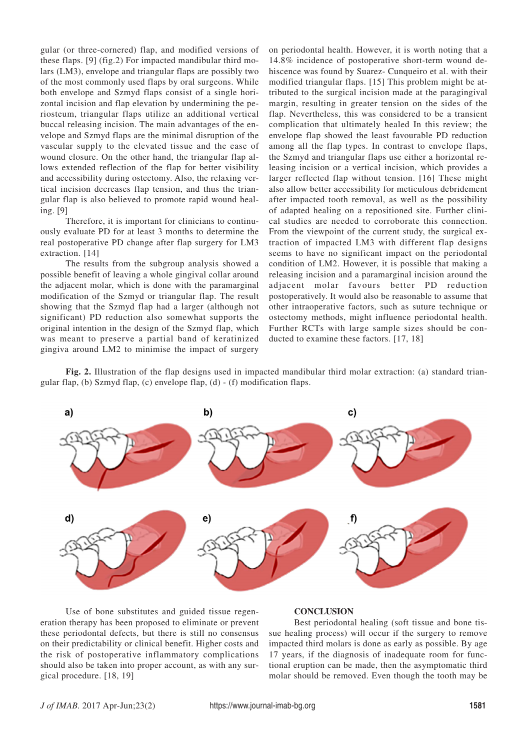gular (or three-cornered) flap, and modified versions of these flaps. [9] (fig.2) For impacted mandibular third molars (LM3), envelope and triangular flaps are possibly two of the most commonly used flaps by oral surgeons. While both envelope and Szmyd flaps consist of a single horizontal incision and flap elevation by undermining the periosteum, triangular flaps utilize an additional vertical buccal releasing incision. The main advantages of the envelope and Szmyd flaps are the minimal disruption of the vascular supply to the elevated tissue and the ease of wound closure. On the other hand, the triangular flap allows extended reflection of the flap for better visibility and accessibility during ostectomy. Also, the relaxing vertical incision decreases flap tension, and thus the triangular flap is also believed to promote rapid wound healing. [9]

Therefore, it is important for clinicians to continuously evaluate PD for at least 3 months to determine the real postoperative PD change after flap surgery for LM3 extraction. [14]

The results from the subgroup analysis showed a possible benefit of leaving a whole gingival collar around the adjacent molar, which is done with the paramarginal modification of the Szmyd or triangular flap. The result showing that the Szmyd flap had a larger (although not significant) PD reduction also somewhat supports the original intention in the design of the Szmyd flap, which was meant to preserve a partial band of keratinized gingiva around LM2 to minimise the impact of surgery on periodontal health. However, it is worth noting that a 14.8% incidence of postoperative short-term wound dehiscence was found by Suarez- Cunqueiro et al. with their modified triangular flaps. [15] This problem might be attributed to the surgical incision made at the paragingival margin, resulting in greater tension on the sides of the flap. Nevertheless, this was considered to be a transient complication that ultimately healed In this review; the envelope flap showed the least favourable PD reduction among all the flap types. In contrast to envelope flaps, the Szmyd and triangular flaps use either a horizontal releasing incision or a vertical incision, which provides a larger reflected flap without tension. [16] These might also allow better accessibility for meticulous debridement after impacted tooth removal, as well as the possibility of adapted healing on a repositioned site. Further clinical studies are needed to corroborate this connection. From the viewpoint of the current study, the surgical extraction of impacted LM3 with different flap designs seems to have no significant impact on the periodontal condition of LM2. However, it is possible that making a releasing incision and a paramarginal incision around the adjacent molar favours better PD reduction postoperatively. It would also be reasonable to assume that other intraoperative factors, such as suture technique or ostectomy methods, might influence periodontal health. Further RCTs with large sample sizes should be conducted to examine these factors. [17, 18]

**Fig. 2.** Illustration of the flap designs used in impacted mandibular third molar extraction: (a) standard triangular flap, (b) Szmyd flap, (c) envelope flap, (d) - (f) modification flaps.

Use of bone substitutes and guided tissue regeneration therapy has been proposed to eliminate or prevent these periodontal defects, but there is still no consensus on their predictability or clinical benefit. Higher costs and the risk of postoperative inflammatory complications should also be taken into proper account, as with any surgical procedure. [18, 19]

## CONCLUSION

Best periodontal healing (soft tissue and bone tissue healing process) will occur if the surgery to remove impacted third molars is done as early as possible. By age 17 years, if the diagnosis of inadequate room for functional eruption can be made, then the asymptomatic third molar should be removed. Even though the tooth may be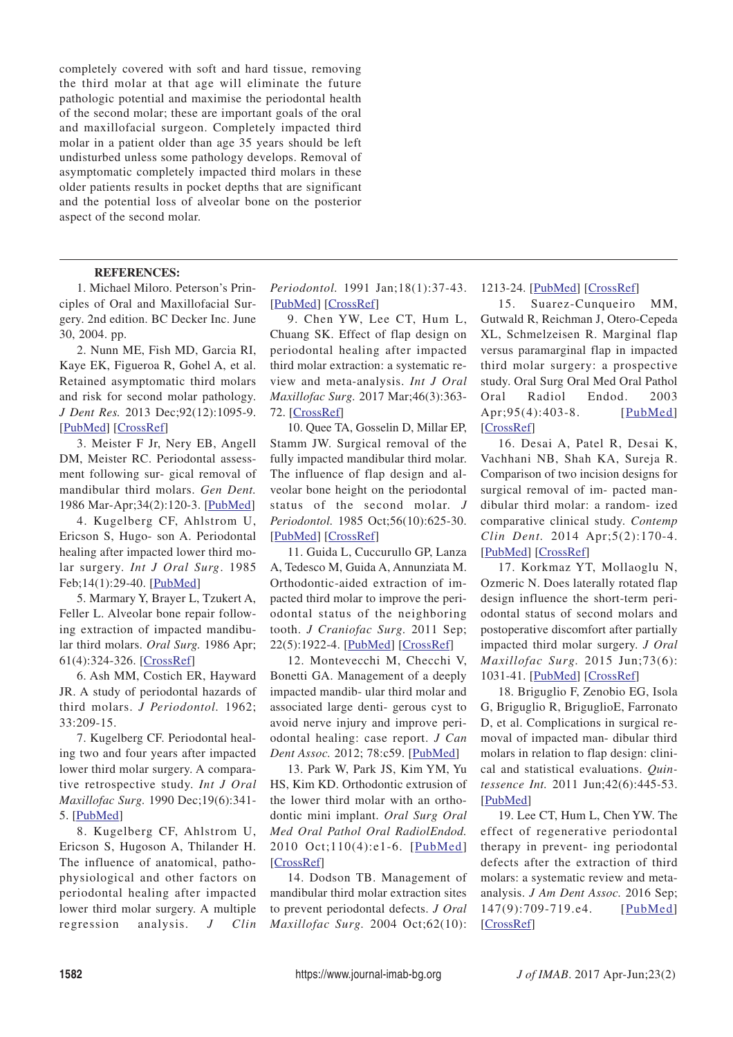completely covered with soft and hard tissue, removing the third molar at that age will eliminate the future pathologic potential and maximise the periodontal health of the second molar; these are important goals of the oral and maxillofacial surgeon. Completely impacted third molar in a patient older than age 35 years should be left undisturbed unless some pathology develops. Removal of asymptomatic completely impacted third molars in these older patients results in pocket depths that are significant and the potential loss of alveolar bone on the posterior aspect of the second molar.

## REFERENCES:

1. Michael Miloro. Peterson's Principles of Oral and Maxillofacial Surgery. 2nd edition. BC Decker Inc. June 30, 2004. pp.
2. Nunn ME, Fish MD, Garcia RI, Kaye EK, Figueroa R, Gohel A, et al. Retained asymptomatic third molars and risk for second molar pathology. *J Dent Res.* 2013 Dec;92(12):1095-9. [PubMed] [CrossRef]
3. Meister F Jr, Nery EB, Angell DM, Meister RC. Periodontal assessment following sur- gical removal of mandibular third molars. *Gen Dent.* 1986 Mar-Apr;34(2):120-3. [PubMed]
4. Kugelberg CF, Ahlstrom U, Ericson S, Hugo- son A. Periodontal healing after impacted lower third molar surgery. *Int J Oral Surg.* 1985 Feb;14(1):29-40. [PubMed]
5. Marmary Y, Brayer L, Tzukert A, Feller L. Alveolar bone repair following extraction of impacted mandibular third molars. *Oral Surg.* 1986 Apr; 61(4):324-326. [CrossRef]
6. Ash MM, Costich ER, Hayward JR. A study of periodontal hazards of third molars. *J Periodontol.* 1962; 33:209-15.
7. Kugelberg CF. Periodontal healing two and four years after impacted lower third molar surgery. A comparative retrospective study. *Int J Oral Maxillofac Surg.* 1990 Dec;19(6):341-5. [PubMed]
8. Kugelberg CF, Ahlstrom U, Ericson S, Hugoson A, Thilander H. The influence of anatomical, pathophysiological and other factors on periodontal healing after impacted lower third molar surgery. A multiple regression analysis. *J Clin Periodontol.* 1991 Jan;18(1):37-43. [PubMed] [CrossRef]
9. Chen YW, Lee CT, Hum L, Chuang SK. Effect of flap design on periodontal healing after impacted third molar extraction: a systematic review and meta-analysis. *Int J Oral Maxillofac Surg.* 2017 Mar;46(3):363-72. [CrossRef]
10. Quee TA, Gosselin D, Millar EP, Stamm JW. Surgical removal of the fully impacted mandibular third molar. The influence of flap design and alveolar bone height on the periodontal status of the second molar. *J Periodontol.* 1985 Oct;56(10):625-30. [PubMed] [CrossRef]
11. Guida L, Cuccurullo GP, Lanza A, Tedesco M, Guida A, Annunziata M. Orthodontic-aided extraction of impacted third molar to improve the periodontal status of the neighboring tooth. *J Craniofac Surg.* 2011 Sep; 22(5):1922-4. [PubMed] [CrossRef]
12. Montevecchi M, Checchi V, Bonetti GA. Management of a deeply impacted mandib- ular third molar and associated large denti- gerous cyst to avoid nerve injury and improve periodontal healing: case report. *J Can Dent Assoc.* 2012; 78:c59. [PubMed]
13. Park W, Park JS, Kim YM, Yu HS, Kim KD. Orthodontic extrusion of the lower third molar with an orthodontic mini implant. *Oral Surg Oral Med Oral Pathol Oral RadiolEndod.* 2010 Oct;110(4):e1-6. [PubMed] [CrossRef]
14. Dodson TB. Management of mandibular third molar extraction sites to prevent periodontal defects. *J Oral Maxillofac Surg.* 2004 Oct;62(10):1213-24. [PubMed] [CrossRef]
15. Suarez-Cunqueiro MM, Gutwald R, Reichman J, Otero-Cepeda XL, Schmelzeisen R. Marginal flap versus paramarginal flap in impacted third molar surgery: a prospective study. Oral Surg Oral Med Oral Pathol Oral Radiol Endod. 2003 Apr;95(4):403-8. [PubMed] [CrossRef]
16. Desai A, Patel R, Desai K, Vachhani NB, Shah KA, Sureja R. Comparison of two incision designs for surgical removal of im- pacted mandibular third molar: a random- ized comparative clinical study. *Contemp Clin Dent.* 2014 Apr;5(2):170-4. [PubMed] [CrossRef]
17. Korkmaz YT, Mollaoglu N, Ozmeric N. Does laterally rotated flap design influence the short-term periodontal status of second molars and postoperative discomfort after partially impacted third molar surgery. *J Oral Maxillofac Surg.* 2015 Jun;73(6):1031-41. [PubMed] [CrossRef]
18. Briguglio F, Zenobio EG, Isola G, Briguglio R, BriguglioE, Farronato D, et al. Complications in surgical removal of impacted man- dibular third molars in relation to flap design: clinical and statistical evaluations. *Quintessence Int.* 2011 Jun;42(6):445-53. [PubMed]
19. Lee CT, Hum L, Chen YW. The effect of regenerative periodontal therapy in prevent- ing periodontal defects after the extraction of third molars: a systematic review and meta-analysis. *J Am Dent Assoc.* 2016 Sep; 147(9):709-719.e4. [PubMed] [CrossRef]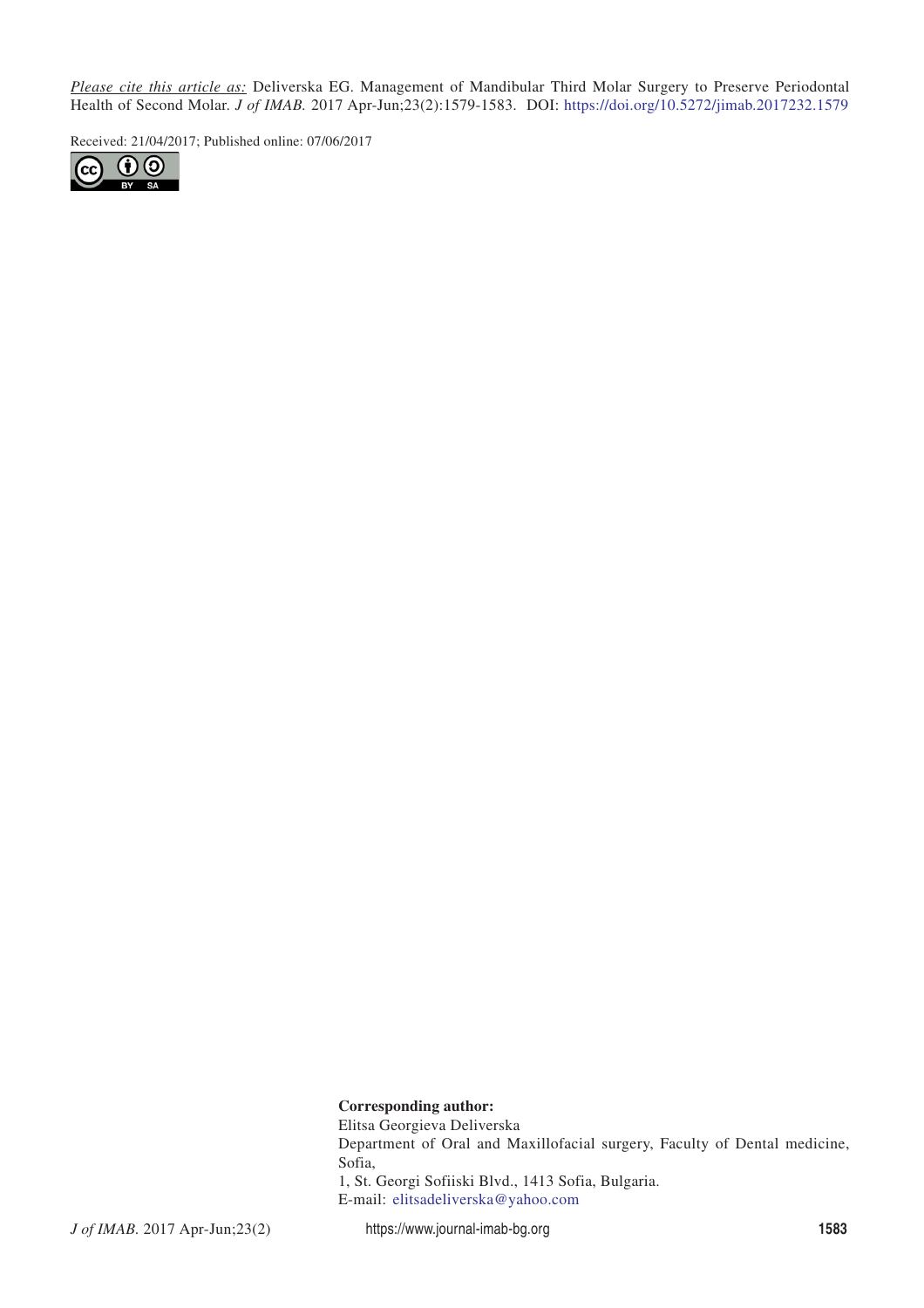*Please cite this article as:* Deliverska EG. Management of Mandibular Third Molar Surgery to Preserve Periodontal Health of Second Molar. *J of IMAB.* 2017 Apr-Jun;23(2):1579-1583. DOI: https://doi.org/10.5272/jimab.2017232.1579

Received: 21/04/2017; Published online: 07/06/2017

**Corresponding author:**
Elitsa Georgieva Deliverska
Department of Oral and Maxillofacial surgery, Faculty of Dental medicine, Sofia,
1, St. Georgi Sofiiski Blvd., 1413 Sofia, Bulgaria.
E-mail: elitsadeliverska@yahoo.com